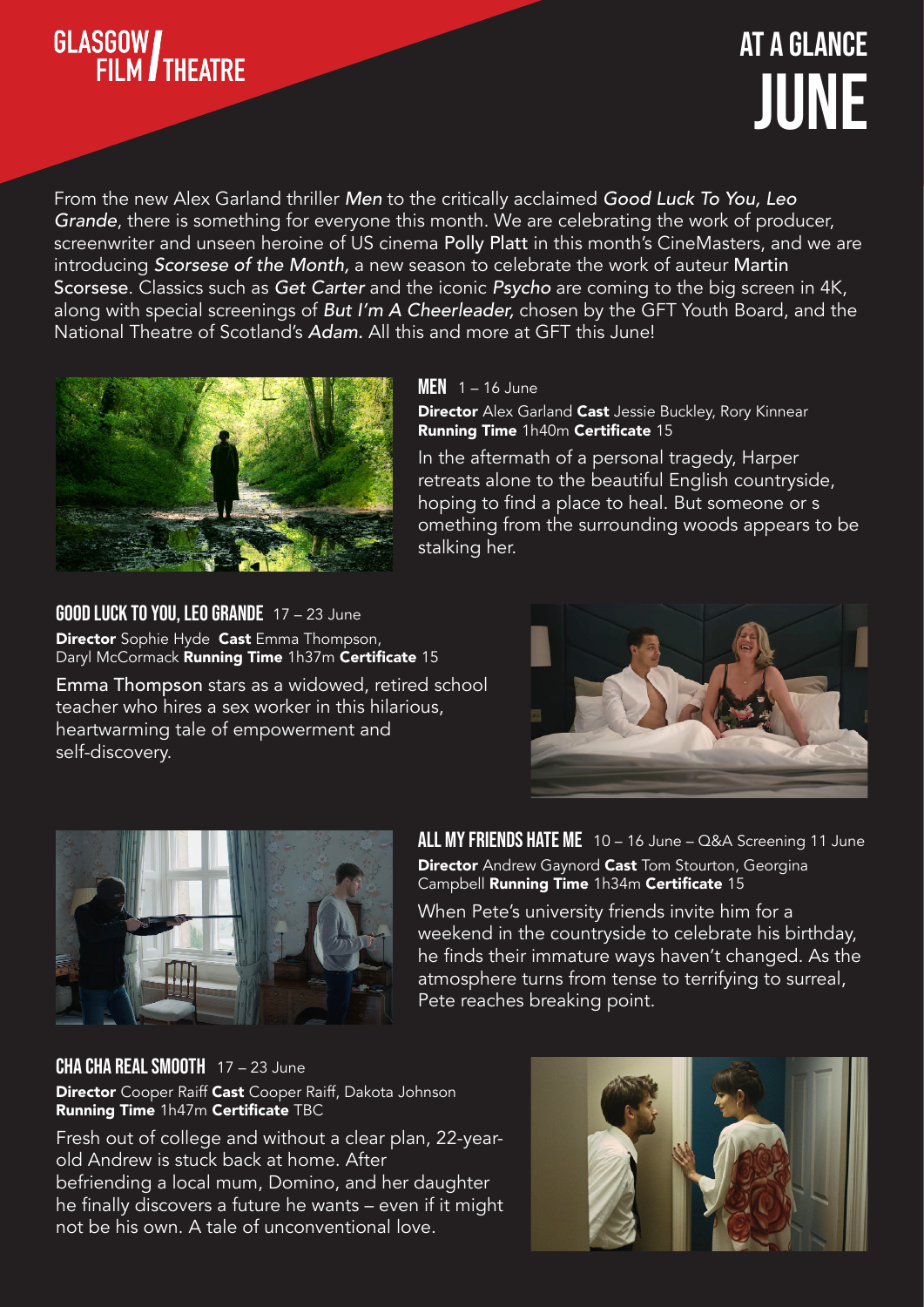GLASGOW FILM THEATRE

# AT A GLANCE JUNE

From the new Alex Garland thriller *Men* to the critically acclaimed *Good Luck To You, Leo Grande*, there is something for everyone this month. We are celebrating the work of producer, screenwriter and unseen heroine of US cinema Polly Platt in this month's CineMasters, and we are introducing *Scorsese of the Month*, a new season to celebrate the work of auteur Martin Scorsese. Classics such as *Get Carter* and the iconic *Psycho* are coming to the big screen in 4K, along with special screenings of *But I'm A Cheerleader*, chosen by the GFT Youth Board, and the National Theatre of Scotland's *Adam*. All this and more at GFT this June!

## MEN 1 – 16 June

**Director** Alex Garland **Cast** Jessie Buckley, Rory Kinnear **Running Time** 1h40m **Certificate** 15

In the aftermath of a personal tragedy, Harper retreats alone to the beautiful English countryside, hoping to find a place to heal. But someone or s omething from the surrounding woods appears to be stalking her.

## GOOD LUCK TO YOU, LEO GRANDE 17 – 23 June

**Director** Sophie Hyde **Cast** Emma Thompson, Daryl McCormack **Running Time** 1h37m **Certificate** 15

Emma Thompson stars as a widowed, retired school teacher who hires a sex worker in this hilarious, heartwarming tale of empowerment and self-discovery.

## ALL MY FRIENDS HATE ME 10 – 16 June – Q&A Screening 11 June

**Director** Andrew Gaynord **Cast** Tom Stourton, Georgina Campbell **Running Time** 1h34m **Certificate** 15

When Pete's university friends invite him for a weekend in the countryside to celebrate his birthday, he finds their immature ways haven't changed. As the atmosphere turns from tense to terrifying to surreal, Pete reaches breaking point.

## CHA CHA REAL SMOOTH 17 – 23 June

**Director** Cooper Raiff **Cast** Cooper Raiff, Dakota Johnson **Running Time** 1h47m **Certificate** TBC

Fresh out of college and without a clear plan, 22-year-old Andrew is stuck back at home. After befriending a local mum, Domino, and her daughter he finally discovers a future he wants – even if it might not be his own. A tale of unconventional love.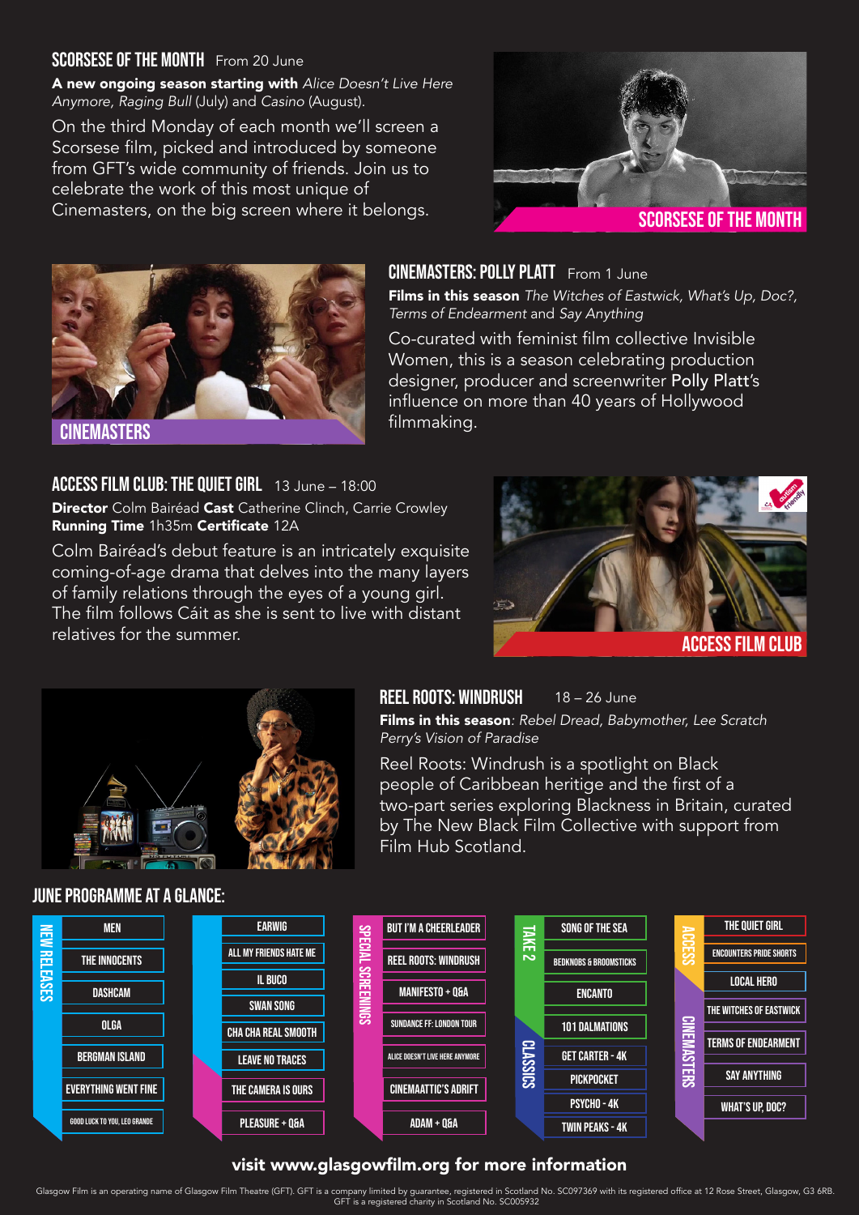## SCORSESE OF THE MONTH From 20 June

**A new ongoing season starting with** *Alice Doesn't Live Here Anymore*, *Raging Bull* (July) and *Casino* (August).

On the third Monday of each month we'll screen a Scorsese film, picked and introduced by someone from GFT's wide community of friends. Join us to celebrate the work of this most unique of Cinemasters, on the big screen where it belongs.

SCORSESE OF THE MONTH

CINEMASTERS

## CINEMASTERS: POLLY PLATT From 1 June

**Films in this season** *The Witches of Eastwick, What's Up, Doc?, Terms of Endearment* and *Say Anything*

Co-curated with feminist film collective Invisible Women, this is a season celebrating production designer, producer and screenwriter Polly Platt's influence on more than 40 years of Hollywood filmmaking.

## ACCESS FILM CLUB: THE QUIET GIRL 13 June – 18:00

**Director** Colm Bairéad **Cast** Catherine Clinch, Carrie Crowley
**Running Time** 1h35m **Certificate** 12A

Colm Bairéad's debut feature is an intricately exquisite coming-of-age drama that delves into the many layers of family relations through the eyes of a young girl. The film follows Cáit as she is sent to live with distant relatives for the summer.

ACCESS FILM CLUB

## REEL ROOTS: WINDRUSH 18 – 26 June

**Films in this season**: *Rebel Dread, Babymother, Lee Scratch Perry's Vision of Paradise*

Reel Roots: Windrush is a spotlight on Black people of Caribbean heritige and the first of a two-part series exploring Blackness in Britain, curated by The New Black Film Collective with support from Film Hub Scotland.

## JUNE PROGRAMME AT A GLANCE:

**NEW RELEASES**
- MEN
- THE INNOCENTS
- DASHCAM
- OLGA
- BERGMAN ISLAND
- EVERYTHING WENT FINE
- GOOD LUCK TO YOU, LEO GRANDE
- EARWIG
- ALL MY FRIENDS HATE ME
- IL BUCO
- SWAN SONG
- CHA CHA REAL SMOOTH
- LEAVE NO TRACES
- THE CAMERA IS OURS
- PLEASURE + Q&A

**SPECIAL SCREENINGS**
- BUT I'M A CHEERLEADER
- REEL ROOTS: WINDRUSH
- MANIFESTO + Q&A
- SUNDANCE FF: LONDON TOUR
- ALICE DOESN'T LIVE HERE ANYMORE
- CINEMAATTIC'S ADRIFT
- ADAM + Q&A

**TAKE 2**
- SONG OF THE SEA
- BEDKNOBS & BROOMSTICKS
- ENCANTO
- 101 DALMATIONS

**CLASSICS**
- GET CARTER - 4K
- PICKPOCKET
- PSYCHO - 4K
- TWIN PEAKS - 4K

**ACCESS**
- THE QUIET GIRL
- ENCOUNTERS PRIDE SHORTS
- LOCAL HERO

**CINEMASTERS**
- THE WITCHES OF EASTWICK
- TERMS OF ENDEARMENT
- SAY ANYTHING
- WHAT'S UP, DOC?

**visit www.glasgowfilm.org for more information**

Glasgow Film is an operating name of Glasgow Film Theatre (GFT). GFT is a company limited by guarantee, registered in Scotland No. SC097369 with its registered office at 12 Rose Street, Glasgow, G3 6RB. GFT is a registered charity in Scotland No. SC005932